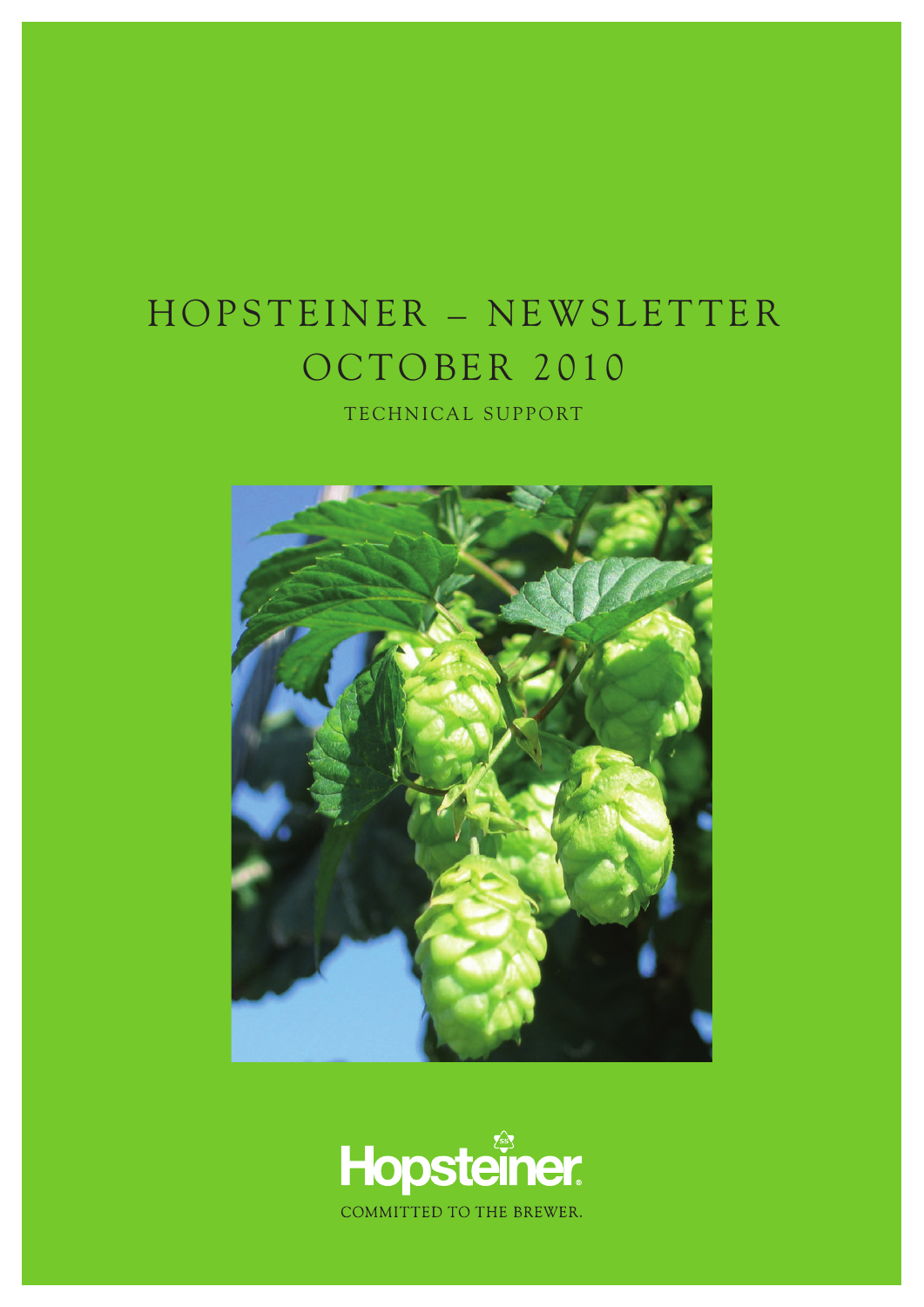# HOPSTEINER – NEWSLETTER
# OCTOBER 2010

TECHNICAL SUPPORT

Hopsteiner

COMMITTED TO THE BREWER.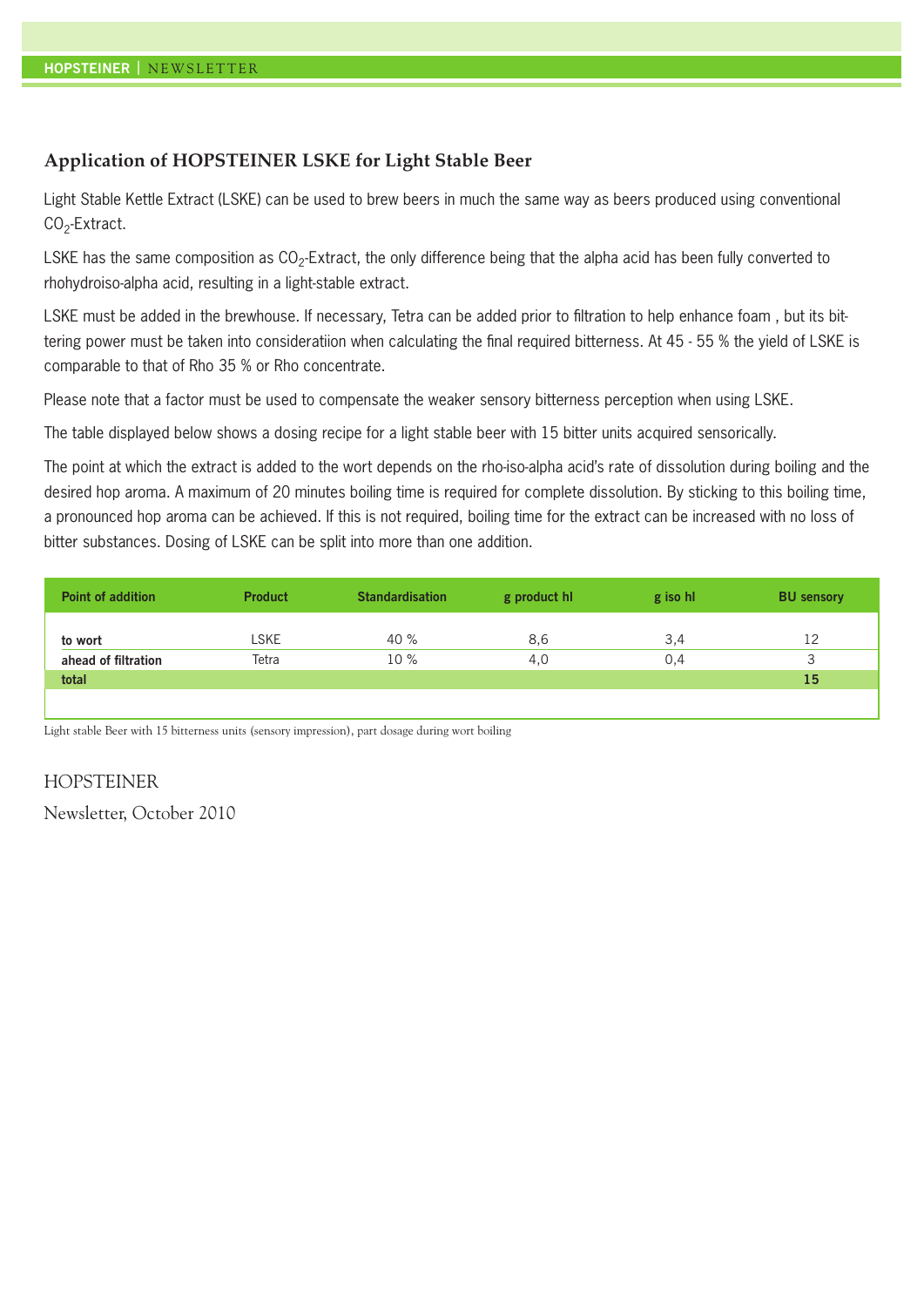### Application of HOPSTEINER LSKE for Light Stable Beer

Light Stable Kettle Extract (LSKE) can be used to brew beers in much the same way as beers produced using conventional $CO_2$-Extract.

LSKE has the same composition as $CO_2$-Extract, the only difference being that the alpha acid has been fully converted to rhohydroiso-alpha acid, resulting in a light-stable extract.

LSKE must be added in the brewhouse. If necessary, Tetra can be added prior to filtration to help enhance foam , but its bittering power must be taken into consideratiion when calculating the final required bitterness. At 45 - 55 % the yield of LSKE is comparable to that of Rho 35 % or Rho concentrate.

Please note that a factor must be used to compensate the weaker sensory bitterness perception when using LSKE.

The table displayed below shows a dosing recipe for a light stable beer with 15 bitter units acquired sensorically.

The point at which the extract is added to the wort depends on the rho-iso-alpha acid's rate of dissolution during boiling and the desired hop aroma. A maximum of 20 minutes boiling time is required for complete dissolution. By sticking to this boiling time, a pronounced hop aroma can be achieved. If this is not required, boiling time for the extract can be increased with no loss of bitter substances. Dosing of LSKE can be split into more than one addition.

| Point of addition | Product | Standardisation | g product hl | g iso hl | BU sensory |
|---|---|---|---|---|---|
| **to wort** | LSKE | 40 % | 8,6 | 3,4 | 12 |
| **ahead of filtration** | Tetra | 10 % | 4,0 | 0,4 | 3 |
| **total** | | | | | **15** |

Light stable Beer with 15 bitterness units (sensory impression), part dosage during wort boiling

HOPSTEINER

Newsletter, October 2010